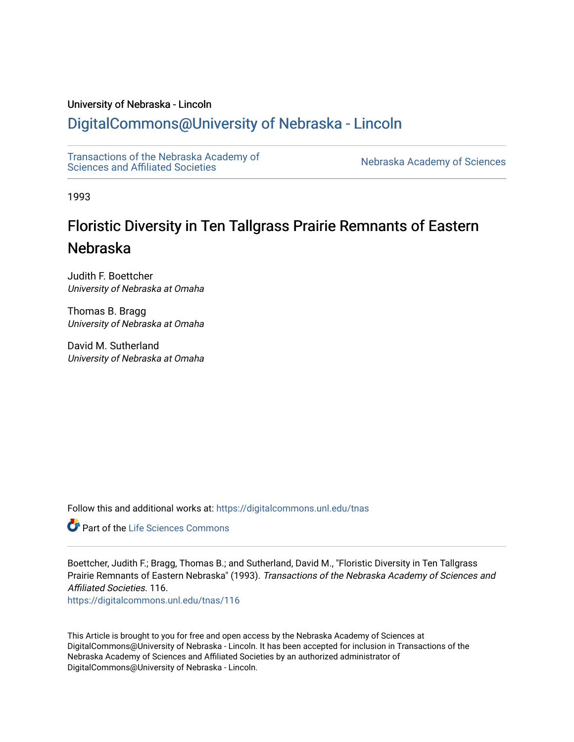University of Nebraska - Lincoln

DigitalCommons@University of Nebraska - Lincoln

Transactions of the Nebraska Academy of Sciences and Affiliated Societies | Nebraska Academy of Sciences

1993

# Floristic Diversity in Ten Tallgrass Prairie Remnants of Eastern Nebraska

Judith F. Boettcher
*University of Nebraska at Omaha*

Thomas B. Bragg
*University of Nebraska at Omaha*

David M. Sutherland
*University of Nebraska at Omaha*

Follow this and additional works at: https://digitalcommons.unl.edu/tnas

Part of the Life Sciences Commons

Boettcher, Judith F.; Bragg, Thomas B.; and Sutherland, David M., "Floristic Diversity in Ten Tallgrass Prairie Remnants of Eastern Nebraska" (1993). *Transactions of the Nebraska Academy of Sciences and Affiliated Societies*. 116.
https://digitalcommons.unl.edu/tnas/116

This Article is brought to you for free and open access by the Nebraska Academy of Sciences at DigitalCommons@University of Nebraska - Lincoln. It has been accepted for inclusion in Transactions of the Nebraska Academy of Sciences and Affiliated Societies by an authorized administrator of DigitalCommons@University of Nebraska - Lincoln.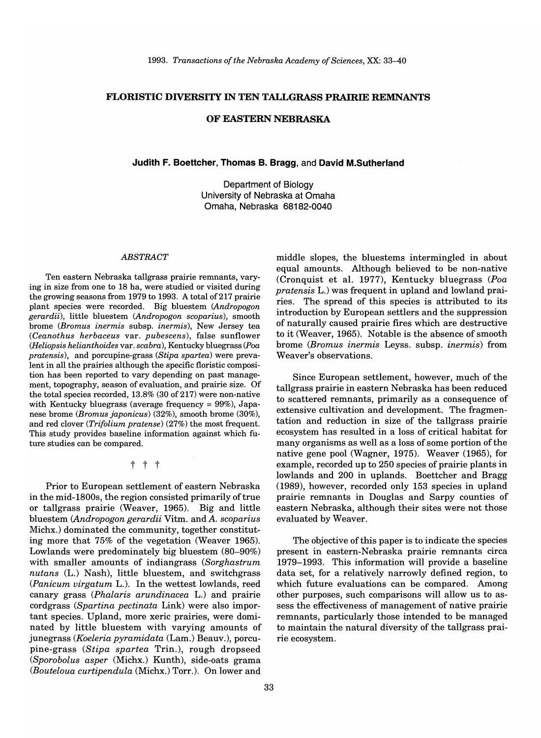# FLORISTIC DIVERSITY IN TEN TALLGRASS PRAIRIE REMNANTS OF EASTERN NEBRASKA

**Judith F. Boettcher, Thomas B. Bragg,** and **David M.Sutherland**

Department of Biology
University of Nebraska at Omaha
Omaha, Nebraska 68182-0040

## *ABSTRACT*

Ten eastern Nebraska tallgrass prairie remnants, varying in size from one to 18 ha, were studied or visited during the growing seasons from 1979 to 1993. A total of 217 prairie plant species were recorded. Big bluestem (*Andropogon gerardii*), little bluestem (*Andropogon scoparius*), smooth brome (*Bromus inermis* subsp. *inermis*), New Jersey tea (*Ceanothus herbaceus* var. *pubescens*), false sunflower (*Heliopsis helianthoides* var. *scabra*), Kentucky bluegrass (*Poa pratensis*), and porcupine-grass (*Stipa spartea*) were prevalent in all the prairies although the specific floristic composition has been reported to vary depending on past management, topography, season of evaluation, and prairie size. Of the total species recorded, 13.8% (30 of 217) were non-native with Kentucky bluegrass (average frequency = 99%), Japanese brome (*Bromus japonicus*) (32%), smooth brome (30%), and red clover (*Trifolium pratense*) (27%) the most frequent. This study provides baseline information against which future studies can be compared.

† † †

Prior to European settlement of eastern Nebraska in the mid-1800s, the region consisted primarily of true or tallgrass prairie (Weaver, 1965). Big and little bluestem (*Andropogon gerardii* Vitm. and *A. scoparius* Michx.) dominated the community, together constituting more that 75% of the vegetation (Weaver 1965). Lowlands were predominately big bluestem (80–90%) with smaller amounts of indiangrass (*Sorghastrum nutans* (L.) Nash), little bluestem, and switchgrass (*Panicum virgatum* L.). In the wettest lowlands, reed canary grass (*Phalaris arundinacea* L.) and prairie cordgrass (*Spartina pectinata* Link) were also important species. Upland, more xeric prairies, were dominated by little bluestem with varying amounts of junegrass (*Koeleria pyramidata* (Lam.) Beauv.), porcupine-grass (*Stipa spartea* Trin.), rough dropseed (*Sporobolus asper* (Michx.) Kunth), side-oats grama (*Bouteloua curtipendula* (Michx.) Torr.). On lower and middle slopes, the bluestems intermingled in about equal amounts. Although believed to be non-native (Cronquist et al. 1977), Kentucky bluegrass (*Poa pratensis* L.) was frequent in upland and lowland prairies. The spread of this species is attributed to its introduction by European settlers and the suppression of naturally caused prairie fires which are destructive to it (Weaver, 1965). Notable is the absence of smooth brome (*Bromus inermis* Leyss. subsp. *inermis*) from Weaver's observations.

Since European settlement, however, much of the tallgrass prairie in eastern Nebraska has been reduced to scattered remnants, primarily as a consequence of extensive cultivation and development. The fragmentation and reduction in size of the tallgrass prairie ecosystem has resulted in a loss of critical habitat for many organisms as well as a loss of some portion of the native gene pool (Wagner, 1975). Weaver (1965), for example, recorded up to 250 species of prairie plants in lowlands and 200 in uplands. Boettcher and Bragg (1989), however, recorded only 153 species in upland prairie remnants in Douglas and Sarpy counties of eastern Nebraska, although their sites were not those evaluated by Weaver.

The objective of this paper is to indicate the species present in eastern-Nebraska prairie remnants circa 1979–1993. This information will provide a baseline data set, for a relatively narrowly defined region, to which future evaluations can be compared. Among other purposes, such comparisons will allow us to assess the effectiveness of management of native prairie remnants, particularly those intended to be managed to maintain the natural diversity of the tallgrass prairie ecosystem.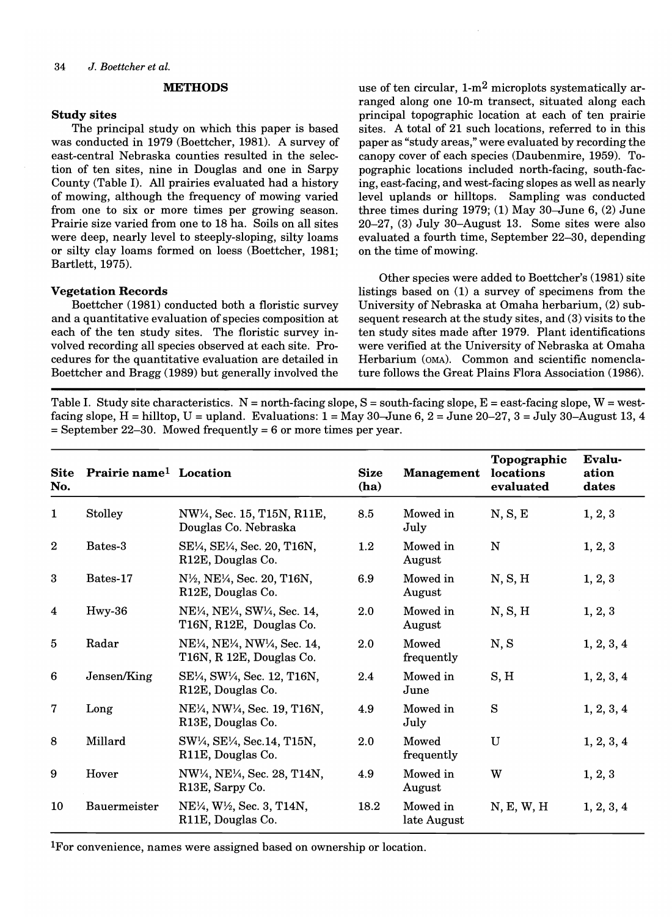## METHODS

### Study sites

The principal study on which this paper is based was conducted in 1979 (Boettcher, 1981). A survey of east-central Nebraska counties resulted in the selection of ten sites, nine in Douglas and one in Sarpy County (Table I). All prairies evaluated had a history of mowing, although the frequency of mowing varied from one to six or more times per growing season. Prairie size varied from one to 18 ha. Soils on all sites were deep, nearly level to steeply-sloping, silty loams or silty clay loams formed on loess (Boettcher, 1981; Bartlett, 1975).

### Vegetation Records

Boettcher (1981) conducted both a floristic survey and a quantitative evaluation of species composition at each of the ten study sites. The floristic survey involved recording all species observed at each site. Procedures for the quantitative evaluation are detailed in Boettcher and Bragg (1989) but generally involved the use of ten circular, 1-m² microplots systematically arranged along one 10-m transect, situated along each principal topographic location at each of ten prairie sites. A total of 21 such locations, referred to in this paper as "study areas," were evaluated by recording the canopy cover of each species (Daubenmire, 1959). Topographic locations included north-facing, south-facing, east-facing, and west-facing slopes as well as nearly level uplands or hilltops. Sampling was conducted three times during 1979; (1) May 30–June 6, (2) June 20–27, (3) July 30–August 13. Some sites were also evaluated a fourth time, September 22–30, depending on the time of mowing.

Other species were added to Boettcher's (1981) site listings based on (1) a survey of specimens from the University of Nebraska at Omaha herbarium, (2) subsequent research at the study sites, and (3) visits to the ten study sites made after 1979. Plant identifications were verified at the University of Nebraska at Omaha Herbarium (OMA). Common and scientific nomenclature follows the Great Plains Flora Association (1986).

Table I. Study site characteristics. N = north-facing slope, S = south-facing slope, E = east-facing slope, W = west-facing slope, H = hilltop, U = upland. Evaluations: 1 = May 30–June 6, 2 = June 20–27, 3 = July 30–August 13, 4 = September 22–30. Mowed frequently = 6 or more times per year.

| Site No. | Prairie name[1] | Location | Size (ha) | Management | Topographic locations evaluated | Evaluation dates |
|---|---|---|---|---|---|---|
| 1 | Stolley | NW¼, Sec. 15, T15N, R11E, Douglas Co. Nebraska | 8.5 | Mowed in July | N, S, E | 1, 2, 3 |
| 2 | Bates-3 | SE¼, SE¼, Sec. 20, T16N, R12E, Douglas Co. | 1.2 | Mowed in August | N | 1, 2, 3 |
| 3 | Bates-17 | N½, NE¼, Sec. 20, T16N, R12E, Douglas Co. | 6.9 | Mowed in August | N, S, H | 1, 2, 3 |
| 4 | Hwy-36 | NE¼, NE¼, SW¼, Sec. 14, T16N, R12E, Douglas Co. | 2.0 | Mowed in August | N, S, H | 1, 2, 3 |
| 5 | Radar | NE¼, NE¼, NW¼, Sec. 14, T16N, R 12E, Douglas Co. | 2.0 | Mowed frequently | N, S | 1, 2, 3, 4 |
| 6 | Jensen/King | SE¼, SW¼, Sec. 12, T16N, R12E, Douglas Co. | 2.4 | Mowed in June | S, H | 1, 2, 3, 4 |
| 7 | Long | NE¼, NW¼, Sec. 19, T16N, R13E, Douglas Co. | 4.9 | Mowed in July | S | 1, 2, 3, 4 |
| 8 | Millard | SW¼, SE¼, Sec.14, T15N, R11E, Douglas Co. | 2.0 | Mowed frequently | U | 1, 2, 3, 4 |
| 9 | Hover | NW¼, NE¼, Sec. 28, T14N, R13E, Sarpy Co. | 4.9 | Mowed in August | W | 1, 2, 3 |
| 10 | Bauermeister | NE¼, W½, Sec. 3, T14N, R11E, Douglas Co. | 18.2 | Mowed in late August | N, E, W, H | 1, 2, 3, 4 |

[1]For convenience, names were assigned based on ownership or location.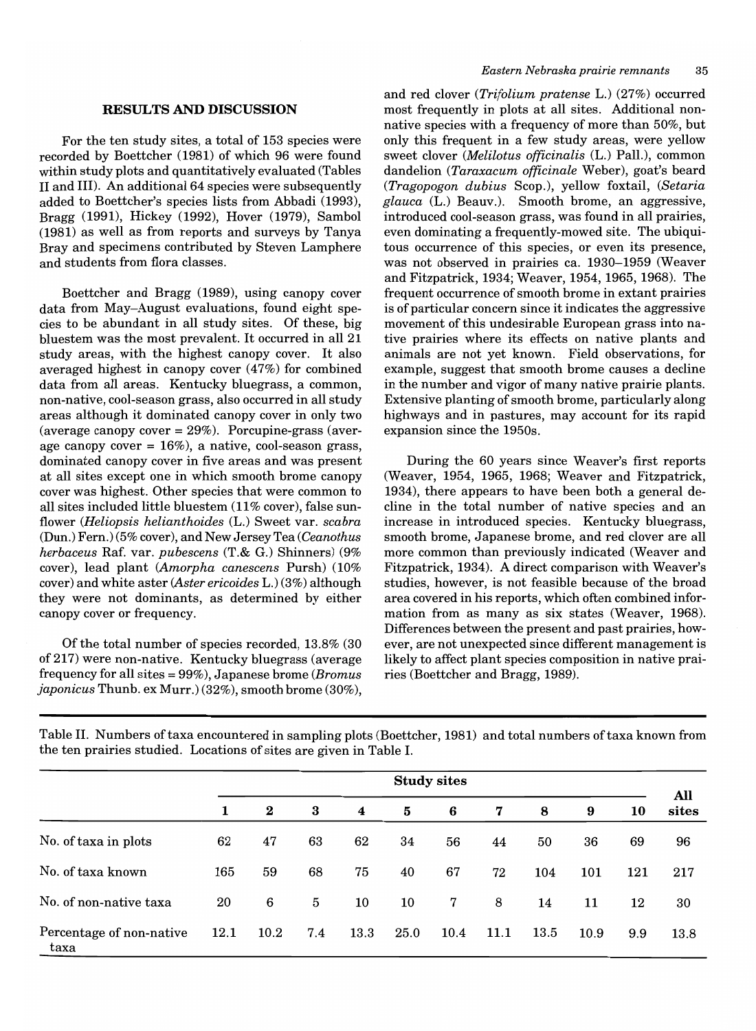## RESULTS AND DISCUSSION

For the ten study sites, a total of 153 species were recorded by Boettcher (1981) of which 96 were found within study plots and quantitatively evaluated (Tables II and III). An additional 64 species were subsequently added to Boettcher's species lists from Abbadi (1993), Bragg (1991), Hickey (1992), Hover (1979), Sambol (1981) as well as from reports and surveys by Tanya Bray and specimens contributed by Steven Lamphere and students from flora classes.

Boettcher and Bragg (1989), using canopy cover data from May–August evaluations, found eight species to be abundant in all study sites. Of these, big bluestem was the most prevalent. It occurred in all 21 study areas, with the highest canopy cover. It also averaged highest in canopy cover (47%) for combined data from all areas. Kentucky bluegrass, a common, non-native, cool-season grass, also occurred in all study areas although it dominated canopy cover in only two (average canopy cover = 29%). Porcupine-grass (average canopy cover = 16%), a native, cool-season grass, dominated canopy cover in five areas and was present at all sites except one in which smooth brome canopy cover was highest. Other species that were common to all sites included little bluestem (11% cover), false sunflower (*Heliopsis helianthoides* (L.) Sweet var. *scabra* (Dun.) Fern.) (5% cover), and New Jersey Tea (*Ceanothus herbaceus* Raf. var. *pubescens* (T.& G.) Shinners) (9% cover), lead plant (*Amorpha canescens* Pursh) (10% cover) and white aster (*Aster ericoides* L.) (3%) although they were not dominants, as determined by either canopy cover or frequency.

Of the total number of species recorded, 13.8% (30 of 217) were non-native. Kentucky bluegrass (average frequency for all sites = 99%), Japanese brome (*Bromus japonicus* Thunb. ex Murr.) (32%), smooth brome (30%), and red clover (*Trifolium pratense* L.) (27%) occurred most frequently in plots at all sites. Additional non-native species with a frequency of more than 50%, but only this frequent in a few study areas, were yellow sweet clover (*Melilotus officinalis* (L.) Pall.), common dandelion (*Taraxacum officinale* Weber), goat's beard (*Tragopogon dubius* Scop.), yellow foxtail, (*Setaria glauca* (L.) Beauv.). Smooth brome, an aggressive, introduced cool-season grass, was found in all prairies, even dominating a frequently-mowed site. The ubiquitous occurrence of this species, or even its presence, was not observed in prairies ca. 1930–1959 (Weaver and Fitzpatrick, 1934; Weaver, 1954, 1965, 1968). The frequent occurrence of smooth brome in extant prairies is of particular concern since it indicates the aggressive movement of this undesirable European grass into native prairies where its effects on native plants and animals are not yet known. Field observations, for example, suggest that smooth brome causes a decline in the number and vigor of many native prairie plants. Extensive planting of smooth brome, particularly along highways and in pastures, may account for its rapid expansion since the 1950s.

During the 60 years since Weaver's first reports (Weaver, 1954, 1965, 1968; Weaver and Fitzpatrick, 1934), there appears to have been both a general decline in the total number of native species and an increase in introduced species. Kentucky bluegrass, smooth brome, Japanese brome, and red clover are all more common than previously indicated (Weaver and Fitzpatrick, 1934). A direct comparison with Weaver's studies, however, is not feasible because of the broad area covered in his reports, which often combined information from as many as six states (Weaver, 1968). Differences between the present and past prairies, however, are not unexpected since different management is likely to affect plant species composition in native prairies (Boettcher and Bragg, 1989).

Table II. Numbers of taxa encountered in sampling plots (Boettcher, 1981) and total numbers of taxa known from the ten prairies studied. Locations of sites are given in Table I.

| | Study sites | | | | | | | | | | All sites |
|---|---|---|---|---|---|---|---|---|---|---|---|
| | 1 | 2 | 3 | 4 | 5 | 6 | 7 | 8 | 9 | 10 | |
| No. of taxa in plots | 62 | 47 | 63 | 62 | 34 | 56 | 44 | 50 | 36 | 69 | 96 |
| No. of taxa known | 165 | 59 | 68 | 75 | 40 | 67 | 72 | 104 | 101 | 121 | 217 |
| No. of non-native taxa | 20 | 6 | 5 | 10 | 10 | 7 | 8 | 14 | 11 | 12 | 30 |
| Percentage of non-native taxa | 12.1 | 10.2 | 7.4 | 13.3 | 25.0 | 10.4 | 11.1 | 13.5 | 10.9 | 9.9 | 13.8 |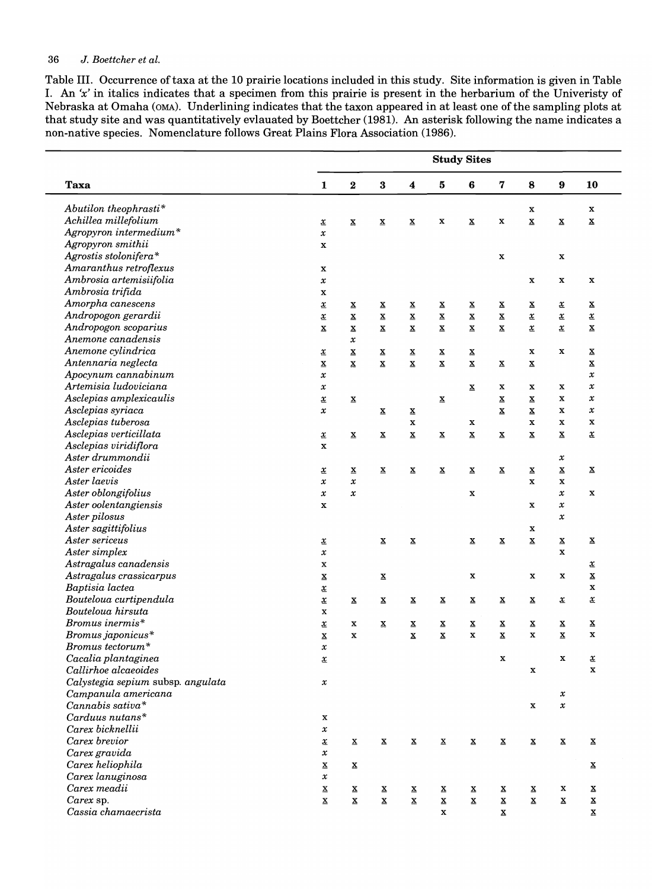Table III. Occurrence of taxa at the 10 prairie locations included in this study. Site information is given in Table I. An *'x'* in italics indicates that a specimen from this prairie is present in the herbarium of the Univeristy of Nebraska at Omaha (OMA). Underlining indicates that the taxon appeared in at least one of the sampling plots at that study site and was quantitatively evlauated by Boettcher (1981). An asterisk following the name indicates a non-native species. Nomenclature follows Great Plains Flora Association (1986).

| Taxa | Study Sites | | | | | | | | | |
|---|---|---|---|---|---|---|---|---|---|---|
| | 1 | 2 | 3 | 4 | 5 | 6 | 7 | 8 | 9 | 10 |
| *Abutilon theophrasti** | | | | | | | | x | | x |
| *Achillea millefolium* | <u>*x*</u> | <u>x</u> | <u>x</u> | <u>x</u> | x | <u>x</u> | x | <u>x</u> | <u>x</u> | <u>x</u> |
| *Agropyron intermedium** | *x* | | | | | | | | | |
| *Agropyron smithii* | x | | | | | | | | | |
| *Agrostis stolonifera** | | | | | | | x | | x | |
| *Amaranthus retroflexus* | x | | | | | | | | | |
| *Ambrosia artemisiifolia* | *x* | | | | | | | x | x | x |
| *Ambrosia trifida* | x | | | | | | | | | |
| *Amorpha canescens* | <u>*x*</u> | <u>x</u> | <u>x</u> | <u>x</u> | <u>x</u> | <u>x</u> | <u>x</u> | <u>x</u> | <u>*x*</u> | <u>x</u> |
| *Andropogon gerardii* | <u>*x*</u> | <u>x</u> | <u>x</u> | <u>x</u> | <u>x</u> | <u>x</u> | <u>x</u> | <u>*x*</u> | <u>*x*</u> | <u>*x*</u> |
| *Andropogon scoparius* | <u>x</u> | <u>x</u> | <u>x</u> | <u>x</u> | <u>x</u> | <u>x</u> | <u>x</u> | <u>*x*</u> | <u>*x*</u> | <u>x</u> |
| *Anemone canadensis* | | *x* | | | | | | | | |
| *Anemone cylindrica* | <u>*x*</u> | <u>x</u> | <u>x</u> | <u>x</u> | <u>x</u> | <u>x</u> | | x | x | <u>x</u> |
| *Antennaria neglecta* | <u>x</u> | <u>x</u> | <u>x</u> | <u>x</u> | <u>x</u> | <u>x</u> | <u>x</u> | <u>x</u> | | <u>x</u> |
| *Apocynum cannabinum* | *x* | | | | | | | | | *x* |
| *Artemisia ludoviciana* | *x* | | | | | <u>x</u> | x | x | x | *x* |
| *Asclepias amplexicaulis* | <u>*x*</u> | <u>x</u> | | | <u>x</u> | | <u>x</u> | <u>x</u> | x | *x* |
| *Asclepias syriaca* | *x* | | <u>x</u> | <u>x</u> | | | <u>x</u> | <u>x</u> | x | *x* |
| *Asclepias tuberosa* | | | | x | | x | | x | x | x |
| *Asclepias verticillata* | <u>*x*</u> | <u>x</u> | <u>x</u> | <u>x</u> | <u>x</u> | <u>x</u> | <u>x</u> | <u>x</u> | <u>x</u> | <u>*x*</u> |
| *Asclepias viridiflora* | x | | | | | | | | | |
| *Aster drummondii* | | | | | | | | | *x* | |
| *Aster ericoides* | <u>*x*</u> | <u>x</u> | <u>x</u> | <u>x</u> | <u>x</u> | <u>x</u> | <u>x</u> | <u>x</u> | <u>x</u> | <u>x</u> |
| *Aster laevis* | *x* | *x* | | | | | | x | x | |
| *Aster oblongifolius* | *x* | *x* | | | | x | | | *x* | x |
| *Aster oolentangiensis* | x | | | | | | | x | *x* | |
| *Aster pilosus* | | | | | | | | | *x* | |
| *Aster sagittifolius* | | | | | | | | x | | |
| *Aster sericeus* | <u>*x*</u> | | <u>x</u> | <u>x</u> | | <u>x</u> | <u>x</u> | <u>x</u> | <u>x</u> | <u>x</u> |
| *Aster simplex* | *x* | | | | | | | | x | |
| *Astragalus canadensis* | x | | | | | | | | | <u>*x*</u> |
| *Astragalus crassicarpus* | <u>x</u> | | <u>x</u> | | | x | | x | x | <u>x</u> |
| *Baptisia lactea* | <u>*x*</u> | | | | | | | | | x |
| *Bouteloua curtipendula* | <u>*x*</u> | <u>x</u> | <u>x</u> | <u>x</u> | <u>x</u> | <u>x</u> | <u>x</u> | <u>x</u> | <u>*x*</u> | <u>*x*</u> |
| *Bouteloua hirsuta* | x | | | | | | | | | |
| *Bromus inermis** | <u>*x*</u> | x | <u>x</u> | <u>x</u> | <u>x</u> | <u>x</u> | <u>x</u> | <u>x</u> | <u>x</u> | <u>x</u> |
| *Bromus japonicus** | <u>x</u> | x | | <u>x</u> | <u>x</u> | x | <u>x</u> | x | <u>x</u> | x |
| *Bromus tectorum** | *x* | | | | | | | | | |
| *Cacalia plantaginea* | <u>*x*</u> | | | | | | x | | x | <u>*x*</u> |
| *Callirhoe alcaeoides* | | | | | | | | x | | x |
| *Calystegia sepium* subsp. *angulata* | *x* | | | | | | | | | |
| *Campanula americana* | | | | | | | | | *x* | |
| *Cannabis sativa** | | | | | | | | x | *x* | |
| *Carduus nutans** | x | | | | | | | | | |
| *Carex bicknellii* | *x* | | | | | | | | | |
| *Carex brevior* | <u>*x*</u> | <u>x</u> | <u>x</u> | <u>x</u> | <u>x</u> | <u>x</u> | <u>x</u> | <u>x</u> | <u>x</u> | <u>x</u> |
| *Carex gravida* | *x* | | | | | | | | | |
| *Carex heliophila* | <u>x</u> | <u>x</u> | | | | | | | | <u>x</u> |
| *Carex lanuginosa* | *x* | | | | | | | | | |
| *Carex meadii* | <u>x</u> | <u>x</u> | <u>x</u> | <u>x</u> | <u>x</u> | <u>x</u> | <u>x</u> | <u>x</u> | x | <u>x</u> |
| *Carex* sp. | <u>x</u> | <u>x</u> | <u>x</u> | <u>x</u> | <u>x</u> | <u>x</u> | <u>x</u> | <u>x</u> | <u>x</u> | <u>x</u> |
| *Cassia chamaecrista* | | | | | x | | <u>x</u> | | | <u>x</u> |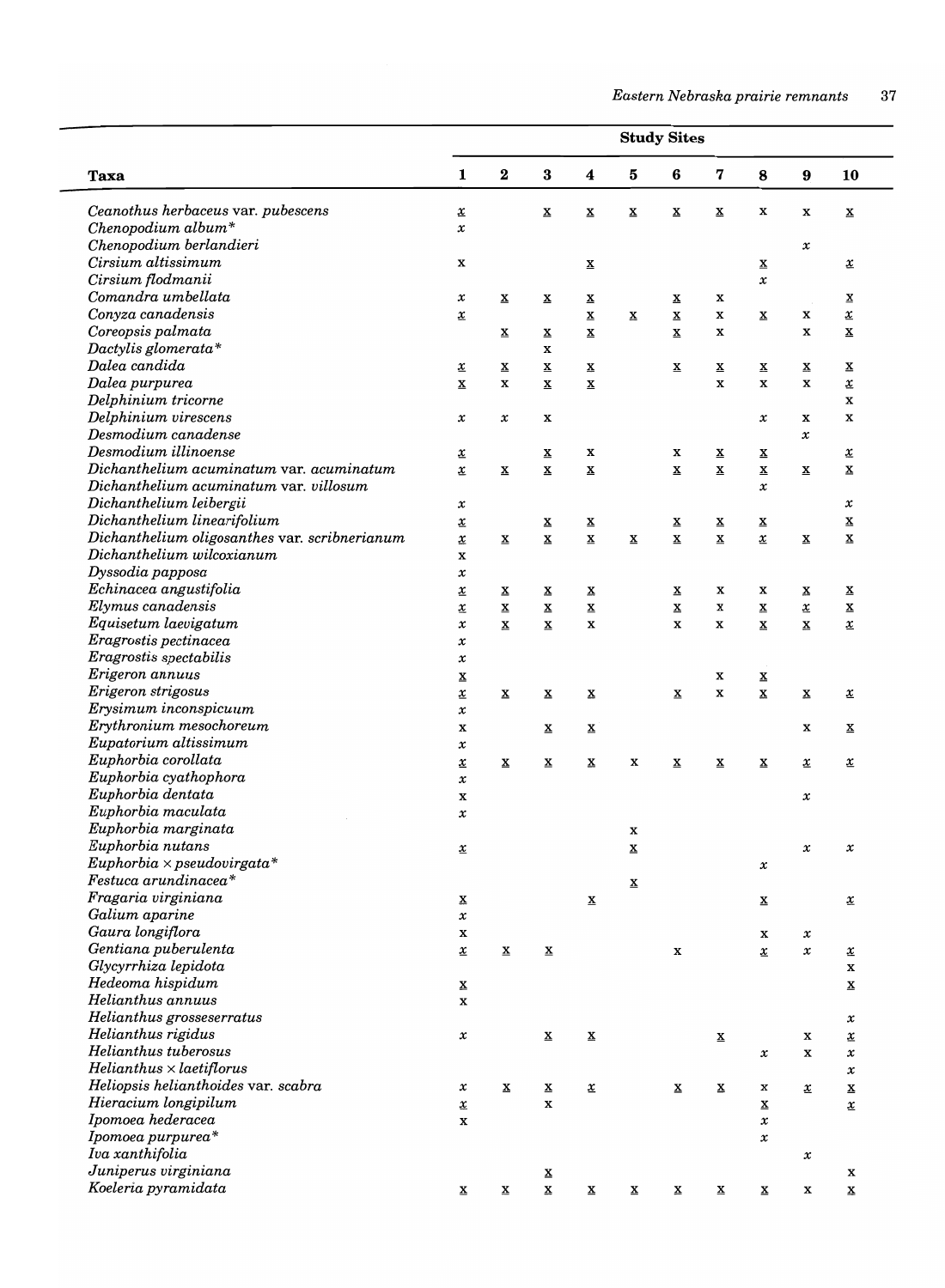| Taxa | Study Sites | | | | | | | | | |
|---|---|---|---|---|---|---|---|---|---|---|
| | 1 | 2 | 3 | 4 | 5 | 6 | 7 | 8 | 9 | 10 |
| *Ceanothus herbaceus* var. *pubescens* | <u>*x*</u> | | <u>x</u> | <u>x</u> | <u>x</u> | <u>x</u> | <u>x</u> | x | x | <u>x</u> |
| *Chenopodium album** | *x* | | | | | | | | | |
| *Chenopodium berlandieri* | | | | | | | | | *x* | |
| *Cirsium altissimum* | x | | | <u>x</u> | | | | <u>x</u> | | <u>*x*</u> |
| *Cirsium flodmanii* | | | | | | | | *x* | | |
| *Comandra umbellata* | *x* | <u>x</u> | <u>x</u> | <u>x</u> | | <u>x</u> | x | | | <u>x</u> |
| *Conyza canadensis* | <u>*x*</u> | | | <u>x</u> | <u>x</u> | <u>x</u> | x | <u>x</u> | x | <u>*x*</u> |
| *Coreopsis palmata* | | <u>x</u> | <u>x</u> | <u>x</u> | | <u>x</u> | x | | x | <u>x</u> |
| *Dactylis glomerata** | | | x | | | | | | | |
| *Dalea candida* | <u>*x*</u> | <u>x</u> | <u>x</u> | <u>x</u> | | <u>x</u> | <u>x</u> | <u>x</u> | <u>x</u> | <u>x</u> |
| *Dalea purpurea* | <u>x</u> | x | <u>x</u> | <u>x</u> | | | x | x | x | <u>*x*</u> |
| *Delphinium tricorne* | | | | | | | | | | x |
| *Delphinium virescens* | *x* | *x* | x | | | | | *x* | x | x |
| *Desmodium canadense* | | | | | | | | | *x* | |
| *Desmodium illinoense* | <u>*x*</u> | | <u>x</u> | x | | x | <u>x</u> | <u>x</u> | | <u>*x*</u> |
| *Dichanthelium acuminatum* var. *acuminatum* | <u>*x*</u> | <u>x</u> | <u>x</u> | <u>x</u> | | <u>x</u> | <u>x</u> | <u>x</u> | <u>x</u> | <u>x</u> |
| *Dichanthelium acuminatum* var. *villosum* | | | | | | | | *x* | | |
| *Dichanthelium leibergii* | *x* | | | | | | | | | *x* |
| *Dichanthelium linearifolium* | <u>*x*</u> | | <u>x</u> | <u>x</u> | | <u>x</u> | <u>x</u> | <u>x</u> | | <u>x</u> |
| *Dichanthelium oligosanthes* var. *scribnerianum* | <u>*x*</u> | <u>x</u> | <u>x</u> | <u>x</u> | <u>x</u> | <u>x</u> | <u>x</u> | <u>*x*</u> | <u>x</u> | <u>x</u> |
| *Dichanthelium wilcoxianum* | x | | | | | | | | | |
| *Dyssodia papposa* | *x* | | | | | | | | | |
| *Echinacea angustifolia* | <u>*x*</u> | <u>x</u> | <u>x</u> | <u>x</u> | | <u>x</u> | x | x | <u>x</u> | <u>x</u> |
| *Elymus canadensis* | <u>*x*</u> | <u>x</u> | <u>x</u> | <u>x</u> | | <u>x</u> | x | <u>x</u> | <u>*x*</u> | <u>x</u> |
| *Equisetum laevigatum* | *x* | <u>x</u> | <u>x</u> | x | | x | x | <u>x</u> | <u>x</u> | <u>*x*</u> |
| *Eragrostis pectinacea* | *x* | | | | | | | | | |
| *Eragrostis spectabilis* | *x* | | | | | | | | | |
| *Erigeron annuus* | <u>x</u> | | | | | | x | <u>x</u> | | |
| *Erigeron strigosus* | <u>*x*</u> | <u>x</u> | <u>x</u> | <u>x</u> | | <u>x</u> | x | <u>x</u> | <u>x</u> | <u>*x*</u> |
| *Erysimum inconspicuum* | *x* | | | | | | | | | |
| *Erythronium mesochoreum* | x | | <u>x</u> | <u>x</u> | | | | | x | <u>x</u> |
| *Eupatorium altissimum* | *x* | | | | | | | | | |
| *Euphorbia corollata* | <u>*x*</u> | <u>x</u> | <u>x</u> | <u>x</u> | x | <u>x</u> | <u>x</u> | <u>x</u> | <u>*x*</u> | <u>*x*</u> |
| *Euphorbia cyathophora* | *x* | | | | | | | | | |
| *Euphorbia dentata* | x | | | | | | | | *x* | |
| *Euphorbia maculata* | *x* | | | | | | | | | |
| *Euphorbia marginata* | | | | | x | | | | | |
| *Euphorbia nutans* | <u>*x*</u> | | | | <u>x</u> | | | | *x* | *x* |
| *Euphorbia* × *pseudovirgata** | | | | | | | | *x* | | |
| *Festuca arundinacea** | | | | | <u>x</u> | | | | | |
| *Fragaria virginiana* | <u>x</u> | | | <u>x</u> | | | | <u>x</u> | | <u>*x*</u> |
| *Galium aparine* | *x* | | | | | | | | | |
| *Gaura longiflora* | x | | | | | | | x | *x* | |
| *Gentiana puberulenta* | <u>*x*</u> | <u>x</u> | <u>x</u> | | | x | | <u>*x*</u> | *x* | <u>*x*</u> |
| *Glycyrrhiza lepidota* | | | | | | | | | | x |
| *Hedeoma hispidum* | <u>x</u> | | | | | | | | | <u>x</u> |
| *Helianthus annuus* | x | | | | | | | | | |
| *Helianthus grosseserratus* | | | | | | | | | | *x* |
| *Helianthus rigidus* | *x* | | <u>x</u> | <u>x</u> | | | <u>x</u> | | x | <u>*x*</u> |
| *Helianthus tuberosus* | | | | | | | | *x* | x | *x* |
| *Helianthus* × *laetiflorus* | | | | | | | | | | *x* |
| *Heliopsis helianthoides* var. *scabra* | *x* | <u>x</u> | <u>x</u> | <u>*x*</u> | | <u>x</u> | <u>x</u> | x | <u>*x*</u> | <u>x</u> |
| *Hieracium longipilum* | <u>*x*</u> | | x | | | | | <u>x</u> | | <u>*x*</u> |
| *Ipomoea hederacea* | x | | | | | | | *x* | | |
| *Ipomoea purpurea** | | | | | | | | *x* | | |
| *Iva xanthifolia* | | | | | | | | | *x* | |
| *Juniperus virginiana* | | | <u>x</u> | | | | | | | x |
| *Koeleria pyramidata* | <u>x</u> | <u>x</u> | <u>x</u> | <u>x</u> | <u>x</u> | <u>x</u> | <u>x</u> | <u>x</u> | x | <u>x</u> |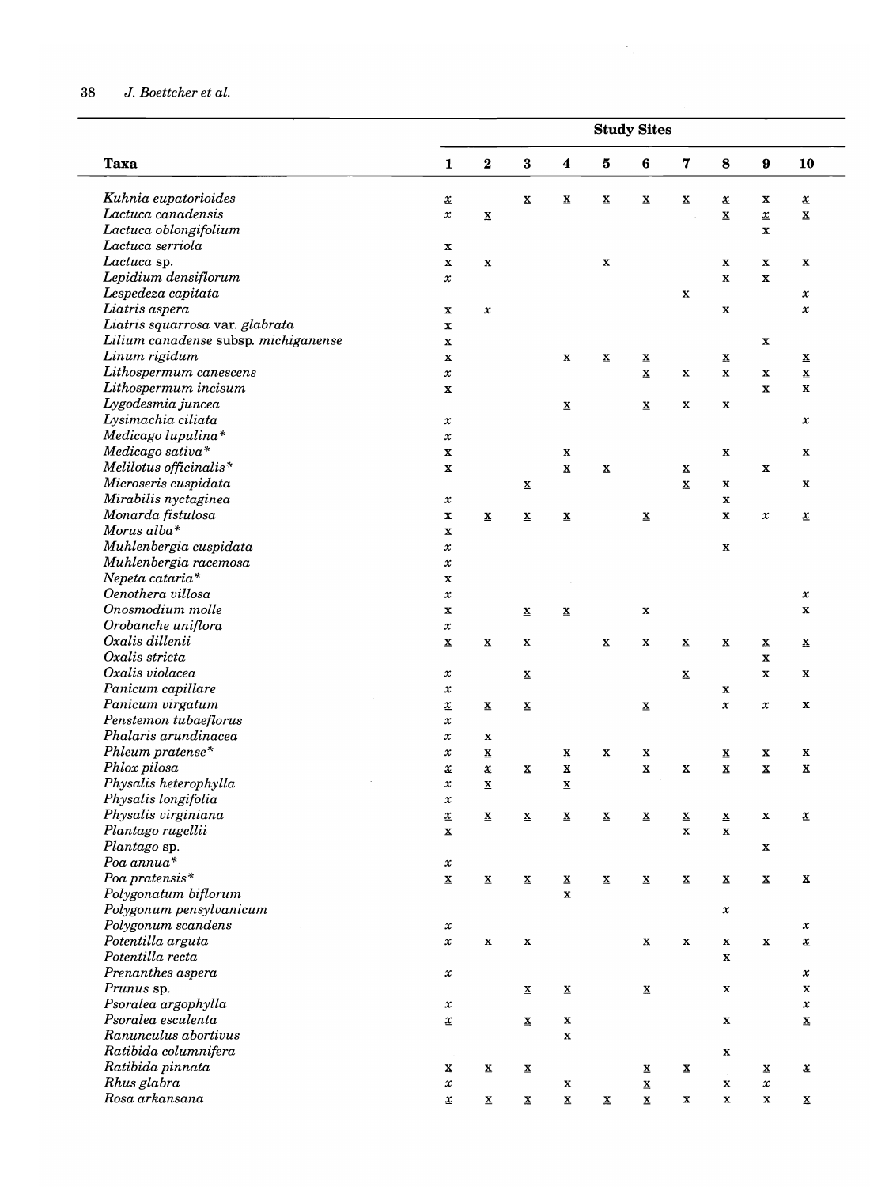| Taxa | Study Sites | | | | | | | | | |
|---|---|---|---|---|---|---|---|---|---|---|
| | 1 | 2 | 3 | 4 | 5 | 6 | 7 | 8 | 9 | 10 |
| *Kuhnia eupatorioides* | *<u>x</u>* | | <u>x</u> | <u>x</u> | <u>x</u> | <u>x</u> | <u>x</u> | *<u>x</u>* | x | *<u>x</u>* |
| *Lactuca canadensis* | *x* | <u>x</u> | | | | | | <u>x</u> | *<u>x</u>* | <u>x</u> |
| *Lactuca oblongifolium* | | | | | | | | | x | |
| *Lactuca serriola* | x | | | | | | | | | |
| *Lactuca* sp. | x | x | | | x | | | x | x | x |
| *Lepidium densiflorum* | *x* | | | | | | | x | x | |
| *Lespedeza capitata* | | | | | | | x | | | *x* |
| *Liatris aspera* | x | *x* | | | | | | x | | *x* |
| *Liatris squarrosa* var. *glabrata* | x | | | | | | | | | |
| *Lilium canadense* subsp. *michiganense* | x | | | | | | | | x | |
| *Linum rigidum* | x | | | x | <u>x</u> | <u>x</u> | | <u>x</u> | | <u>x</u> |
| *Lithospermum canescens* | *x* | | | | | <u>x</u> | x | x | x | <u>x</u> |
| *Lithospermum incisum* | x | | | | | | | | x | x |
| *Lygodesmia juncea* | | | | <u>x</u> | | <u>x</u> | x | x | | |
| *Lysimachia ciliata* | *x* | | | | | | | | | *x* |
| *Medicago lupulina** | *x* | | | | | | | | | |
| *Medicago sativa** | x | | | x | | | | x | | x |
| *Melilotus officinalis** | x | | | <u>x</u> | <u>x</u> | | <u>x</u> | | x | |
| *Microseris cuspidata* | | | <u>x</u> | | | | <u>x</u> | x | | x |
| *Mirabilis nyctaginea* | *x* | | | | | | | x | | |
| *Monarda fistulosa* | x | <u>x</u> | <u>x</u> | <u>x</u> | | <u>x</u> | | x | *x* | *<u>x</u>* |
| *Morus alba** | x | | | | | | | | | |
| *Muhlenbergia cuspidata* | *x* | | | | | | | x | | |
| *Muhlenbergia racemosa* | *x* | | | | | | | | | |
| *Nepeta cataria** | x | | | | | | | | | |
| *Oenothera villosa* | *x* | | | | | | | | | *x* |
| *Onosmodium molle* | x | | <u>x</u> | <u>x</u> | | x | | | | x |
| *Orobanche uniflora* | *x* | | | | | | | | | |
| *Oxalis dillenii* | <u>x</u> | <u>x</u> | <u>x</u> | | <u>x</u> | <u>x</u> | <u>x</u> | <u>x</u> | <u>x</u> | <u>x</u> |
| *Oxalis stricta* | | | | | | | | | x | |
| *Oxalis violacea* | *x* | | <u>x</u> | | | | <u>x</u> | | x | x |
| *Panicum capillare* | *x* | | | | | | | x | | |
| *Panicum virgatum* | *<u>x</u>* | <u>x</u> | <u>x</u> | | | <u>x</u> | | *x* | *x* | x |
| *Penstemon tubaeflorus* | *x* | | | | | | | | | |
| *Phalaris arundinacea* | *x* | x | | | | | | | | |
| *Phleum pratense** | *x* | <u>x</u> | | <u>x</u> | <u>x</u> | x | | <u>x</u> | x | x |
| *Phlox pilosa* | *<u>x</u>* | *<u>x</u>* | <u>x</u> | <u>x</u> | | <u>x</u> | <u>x</u> | <u>x</u> | <u>x</u> | <u>x</u> |
| *Physalis heterophylla* | *x* | <u>x</u> | | <u>x</u> | | | | | | |
| *Physalis longifolia* | *x* | | | | | | | | | |
| *Physalis virginiana* | *<u>x</u>* | <u>x</u> | <u>x</u> | <u>x</u> | <u>x</u> | <u>x</u> | <u>x</u> | <u>x</u> | x | *<u>x</u>* |
| *Plantago rugellii* | <u>x</u> | | | | | | x | x | | |
| *Plantago* sp. | | | | | | | | | x | |
| *Poa annua** | *x* | | | | | | | | | |
| *Poa pratensis** | <u>x</u> | <u>x</u> | <u>x</u> | <u>x</u> | <u>x</u> | <u>x</u> | <u>x</u> | <u>x</u> | <u>x</u> | <u>x</u> |
| *Polygonatum biflorum* | | | | x | | | | | | |
| *Polygonum pensylvanicum* | | | | | | | | *x* | | |
| *Polygonum scandens* | *x* | | | | | | | | | *x* |
| *Potentilla arguta* | *<u>x</u>* | x | <u>x</u> | | | <u>x</u> | <u>x</u> | <u>x</u> | x | *<u>x</u>* |
| *Potentilla recta* | | | | | | | | x | | |
| *Prenanthes aspera* | *x* | | | | | | | | | *x* |
| *Prunus* sp. | | | <u>x</u> | <u>x</u> | | <u>x</u> | | x | | x |
| *Psoralea argophylla* | *x* | | | | | | | | | *x* |
| *Psoralea esculenta* | *<u>x</u>* | | <u>x</u> | x | | | | x | | <u>x</u> |
| *Ranunculus abortivus* | | | | x | | | | | | |
| *Ratibida columnifera* | | | | | | | | x | | |
| *Ratibida pinnata* | <u>x</u> | <u>x</u> | <u>x</u> | | | <u>x</u> | <u>x</u> | | <u>x</u> | *<u>x</u>* |
| *Rhus glabra* | *x* | | | x | | <u>x</u> | | x | *x* | |
| *Rosa arkansana* | *<u>x</u>* | <u>x</u> | <u>x</u> | <u>x</u> | <u>x</u> | <u>x</u> | x | x | x | <u>x</u> |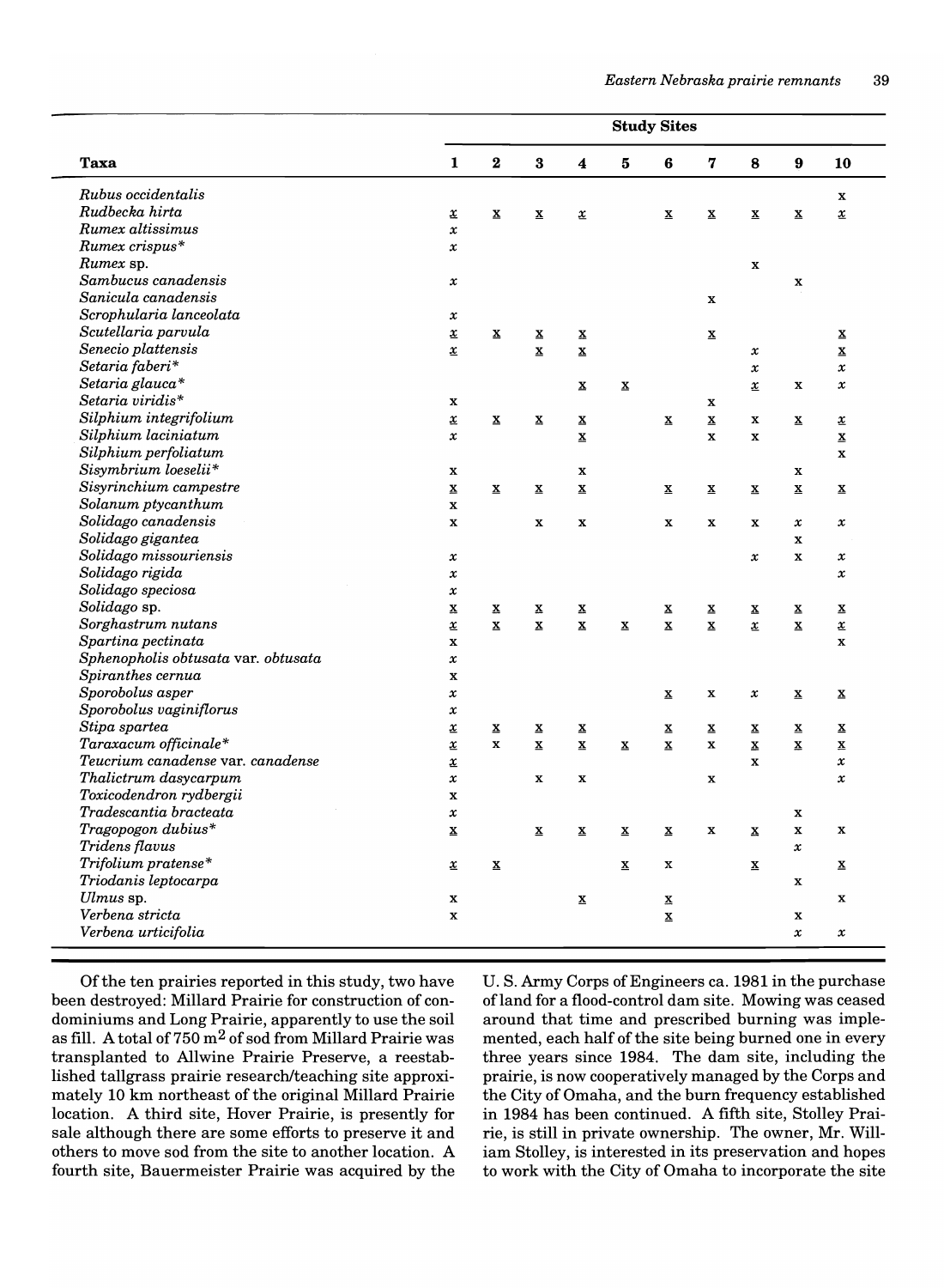| Taxa | Study Sites | | | | | | | | | |
|---|---|---|---|---|---|---|---|---|---|---|
| | 1 | 2 | 3 | 4 | 5 | 6 | 7 | 8 | 9 | 10 |
| *Rubus occidentalis* | | | | | | | | | | x |
| *Rudbecka hirta* | <u>*x*</u> | <u>x</u> | <u>x</u> | <u>*x*</u> | | <u>x</u> | <u>x</u> | <u>x</u> | <u>x</u> | <u>*x*</u> |
| *Rumex altissimus* | *x* | | | | | | | | | |
| *Rumex crispus** | *x* | | | | | | | | | |
| *Rumex* sp. | | | | | | | | x | | |
| *Sambucus canadensis* | *x* | | | | | | | | x | |
| *Sanicula canadensis* | | | | | | | x | | | |
| *Scrophularia lanceolata* | *x* | | | | | | | | | |
| *Scutellaria parvula* | <u>*x*</u> | <u>x</u> | <u>x</u> | <u>x</u> | | | <u>x</u> | | | <u>x</u> |
| *Senecio plattensis* | <u>*x*</u> | | <u>x</u> | <u>x</u> | | | | *x* | | <u>x</u> |
| *Setaria faberi** | | | | | | | | *x* | | *x* |
| *Setaria glauca** | | | | <u>x</u> | <u>x</u> | | | <u>*x*</u> | x | *x* |
| *Setaria viridis** | x | | | | | | x | | | |
| *Silphium integrifolium* | <u>*x*</u> | <u>x</u> | <u>x</u> | <u>x</u> | | <u>x</u> | <u>x</u> | x | <u>x</u> | <u>*x*</u> |
| *Silphium laciniatum* | *x* | | | <u>x</u> | | | x | x | | <u>x</u> |
| *Silphium perfoliatum* | | | | | | | | | | x |
| *Sisymbrium loeselii** | x | | | x | | | | | x | |
| *Sisyrinchium campestre* | <u>x</u> | <u>x</u> | <u>x</u> | <u>x</u> | | <u>x</u> | <u>x</u> | <u>x</u> | <u>x</u> | <u>x</u> |
| *Solanum ptycanthum* | x | | | | | | | | | |
| *Solidago canadensis* | x | | x | x | | x | x | x | *x* | *x* |
| *Solidago gigantea* | | | | | | | | | x | |
| *Solidago missouriensis* | *x* | | | | | | | *x* | x | *x* |
| *Solidago rigida* | *x* | | | | | | | | | *x* |
| *Solidago speciosa* | *x* | | | | | | | | | |
| *Solidago* sp. | <u>x</u> | <u>x</u> | <u>x</u> | <u>x</u> | | <u>x</u> | <u>x</u> | <u>x</u> | <u>x</u> | <u>x</u> |
| *Sorghastrum nutans* | <u>*x*</u> | <u>x</u> | <u>x</u> | <u>x</u> | <u>x</u> | <u>x</u> | <u>x</u> | <u>*x*</u> | <u>x</u> | <u>*x*</u> |
| *Spartina pectinata* | x | | | | | | | | | x |
| *Sphenopholis obtusata* var. *obtusata* | *x* | | | | | | | | | |
| *Spiranthes cernua* | x | | | | | | | | | |
| *Sporobolus asper* | *x* | | | | | <u>x</u> | x | *x* | <u>x</u> | <u>x</u> |
| *Sporobolus vaginiflorus* | *x* | | | | | | | | | |
| *Stipa spartea* | <u>*x*</u> | <u>x</u> | <u>x</u> | <u>x</u> | | <u>x</u> | <u>x</u> | <u>x</u> | <u>x</u> | <u>x</u> |
| *Taraxacum officinale** | <u>*x*</u> | x | <u>x</u> | <u>x</u> | <u>x</u> | <u>x</u> | x | <u>x</u> | <u>x</u> | <u>x</u> |
| *Teucrium canadense* var. *canadense* | <u>*x*</u> | | | | | | | x | | *x* |
| *Thalictrum dasycarpum* | *x* | | x | x | | | x | | | *x* |
| *Toxicodendron rydbergii* | x | | | | | | | | | |
| *Tradescantia bracteata* | *x* | | | | | | | | x | |
| *Tragopogon dubius** | <u>x</u> | | <u>x</u> | <u>x</u> | <u>x</u> | <u>x</u> | x | <u>x</u> | x | x |
| *Tridens flavus* | | | | | | | | | *x* | |
| *Trifolium pratense** | <u>*x*</u> | <u>x</u> | | | <u>x</u> | x | | <u>x</u> | | <u>x</u> |
| *Triodanis leptocarpa* | | | | | | | | | x | |
| *Ulmus* sp. | x | | | <u>x</u> | | <u>x</u> | | | | x |
| *Verbena stricta* | x | | | | | <u>x</u> | | | x | |
| *Verbena urticifolia* | | | | | | | | | *x* | *x* |

Of the ten prairies reported in this study, two have been destroyed: Millard Prairie for construction of condominiums and Long Prairie, apparently to use the soil as fill. A total of 750 $m^2$ of sod from Millard Prairie was transplanted to Allwine Prairie Preserve, a reestablished tallgrass prairie research/teaching site approximately 10 km northeast of the original Millard Prairie location. A third site, Hover Prairie, is presently for sale although there are some efforts to preserve it and others to move sod from the site to another location. A fourth site, Bauermeister Prairie was acquired by the U. S. Army Corps of Engineers ca. 1981 in the purchase of land for a flood-control dam site. Mowing was ceased around that time and prescribed burning was implemented, each half of the site being burned one in every three years since 1984. The dam site, including the prairie, is now cooperatively managed by the Corps and the City of Omaha, and the burn frequency established in 1984 has been continued. A fifth site, Stolley Prairie, is still in private ownership. The owner, Mr. William Stolley, is interested in its preservation and hopes to work with the City of Omaha to incorporate the site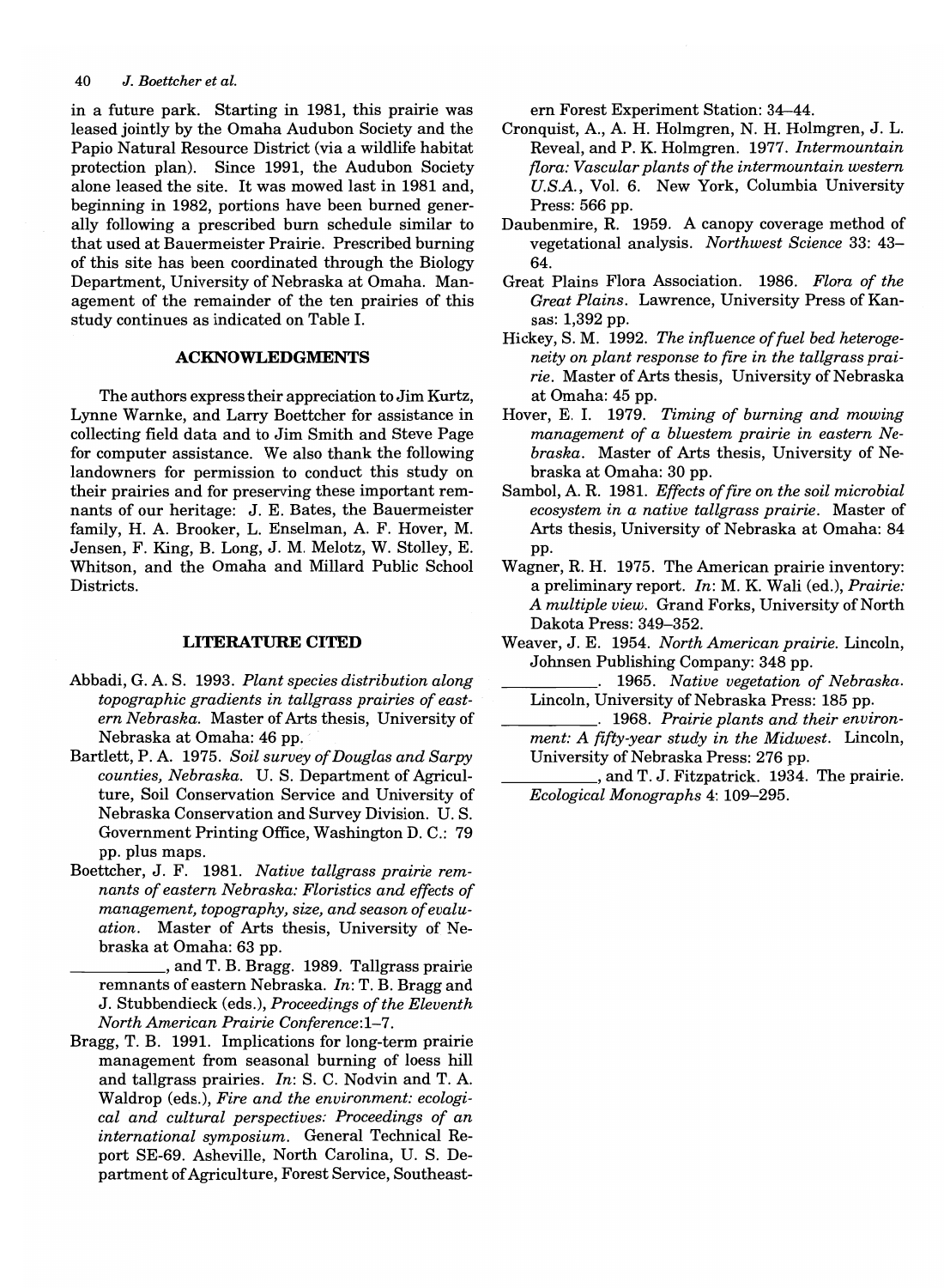in a future park. Starting in 1981, this prairie was leased jointly by the Omaha Audubon Society and the Papio Natural Resource District (via a wildlife habitat protection plan). Since 1991, the Audubon Society alone leased the site. It was mowed last in 1981 and, beginning in 1982, portions have been burned generally following a prescribed burn schedule similar to that used at Bauermeister Prairie. Prescribed burning of this site has been coordinated through the Biology Department, University of Nebraska at Omaha. Management of the remainder of the ten prairies of this study continues as indicated on Table I.

## ACKNOWLEDGMENTS

The authors express their appreciation to Jim Kurtz, Lynne Warnke, and Larry Boettcher for assistance in collecting field data and to Jim Smith and Steve Page for computer assistance. We also thank the following landowners for permission to conduct this study on their prairies and for preserving these important remnants of our heritage: J. E. Bates, the Bauermeister family, H. A. Brooker, L. Enselman, A. F. Hover, M. Jensen, F. King, B. Long, J. M. Melotz, W. Stolley, E. Whitson, and the Omaha and Millard Public School Districts.

## LITERATURE CITED

Abbadi, G. A. S. 1993. *Plant species distribution along topographic gradients in tallgrass prairies of eastern Nebraska.* Master of Arts thesis, University of Nebraska at Omaha: 46 pp.

Bartlett, P. A. 1975. *Soil survey of Douglas and Sarpy counties, Nebraska.* U. S. Department of Agriculture, Soil Conservation Service and University of Nebraska Conservation and Survey Division. U. S. Government Printing Office, Washington D. C.: 79 pp. plus maps.

Boettcher, J. F. 1981. *Native tallgrass prairie remnants of eastern Nebraska: Floristics and effects of management, topography, size, and season of evaluation.* Master of Arts thesis, University of Nebraska at Omaha: 63 pp.

__________, and T. B. Bragg. 1989. Tallgrass prairie remnants of eastern Nebraska. *In*: T. B. Bragg and J. Stubbendieck (eds.), *Proceedings of the Eleventh North American Prairie Conference*:1–7.

Bragg, T. B. 1991. Implications for long-term prairie management from seasonal burning of loess hill and tallgrass prairies. *In*: S. C. Nodvin and T. A. Waldrop (eds.), *Fire and the environment: ecological and cultural perspectives: Proceedings of an international symposium.* General Technical Report SE-69. Asheville, North Carolina, U. S. Department of Agriculture, Forest Service, Southeastern Forest Experiment Station: 34–44.

Cronquist, A., A. H. Holmgren, N. H. Holmgren, J. L. Reveal, and P. K. Holmgren. 1977. *Intermountain flora: Vascular plants of the intermountain western U.S.A.*, Vol. 6. New York, Columbia University Press: 566 pp.

Daubenmire, R. 1959. A canopy coverage method of vegetational analysis. *Northwest Science* 33: 43–64.

Great Plains Flora Association. 1986. *Flora of the Great Plains.* Lawrence, University Press of Kansas: 1,392 pp.

Hickey, S. M. 1992. *The influence of fuel bed heterogeneity on plant response to fire in the tallgrass prairie.* Master of Arts thesis, University of Nebraska at Omaha: 45 pp.

Hover, E. I. 1979. *Timing of burning and mowing management of a bluestem prairie in eastern Nebraska.* Master of Arts thesis, University of Nebraska at Omaha: 30 pp.

Sambol, A. R. 1981. *Effects of fire on the soil microbial ecosystem in a native tallgrass prairie.* Master of Arts thesis, University of Nebraska at Omaha: 84 pp.

Wagner, R. H. 1975. The American prairie inventory: a preliminary report. *In*: M. K. Wali (ed.), *Prairie: A multiple view.* Grand Forks, University of North Dakota Press: 349–352.

Weaver, J. E. 1954. *North American prairie.* Lincoln, Johnsen Publishing Company: 348 pp.

__________. 1965. *Native vegetation of Nebraska.* Lincoln, University of Nebraska Press: 185 pp.

__________. 1968. *Prairie plants and their environment: A fifty-year study in the Midwest.* Lincoln, University of Nebraska Press: 276 pp.

__________, and T. J. Fitzpatrick. 1934. The prairie. *Ecological Monographs* 4: 109–295.